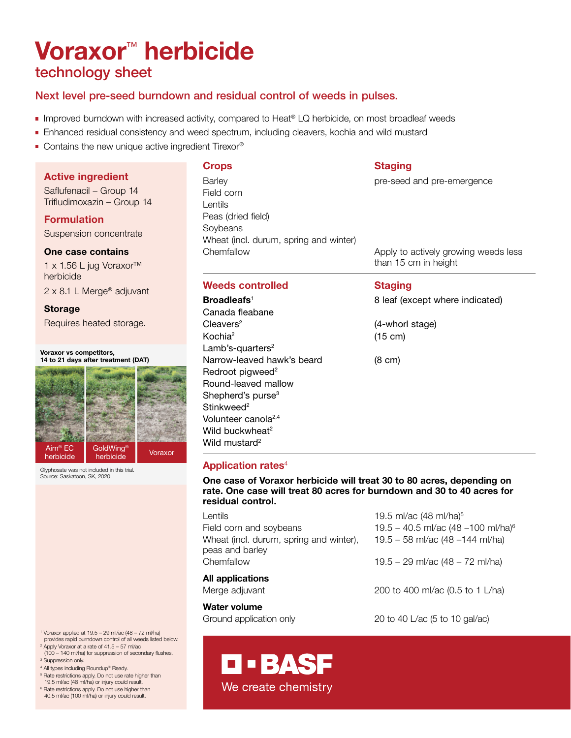# Voraxor™ herbicide

## technology sheet

### Next level pre-seed burndown and residual control of weeds in pulses.

- Improved burndown with increased activity, compared to Heat® LQ herbicide, on most broadleaf weeds
- Enhanced residual consistency and weed spectrum, including cleavers, kochia and wild mustard
- Contains the new unique active ingredient Tirexor®

### Active ingredient

Saflufenacil – Group 14
Trifludimoxazin – Group 14

### Formulation

Suspension concentrate

**One case contains**

1 x 1.56 L jug Voraxor™ herbicide

2 x 8.1 L Merge® adjuvant

**Storage**

Requires heated storage.

**Voraxor vs competitors, 14 to 21 days after treatment (DAT)**

Aim® EC herbicide | GoldWing® herbicide | Voraxor

Glyphosate was not included in this trial.
Source: Saskatoon, SK, 2020

| Crops | Staging |
|---|---|
| Barley<br>Field corn<br>Lentils<br>Peas (dried field)<br>Soybeans<br>Wheat (incl. durum, spring and winter) | pre-seed and pre-emergence |
| Chemfallow | Apply to actively growing weeds less than 15 cm in height |

| Weeds controlled | Staging |
|---|---|
| **Broadleafs**[1] | 8 leaf (except where indicated) |
| Canada fleabane | |
| Cleavers[2] | (4-whorl stage) |
| Kochia[2] | (15 cm) |
| Lamb's-quarters[2] | |
| Narrow-leaved hawk's beard | (8 cm) |
| Redroot pigweed[2] | |
| Round-leaved mallow | |
| Shepherd's purse[3] | |
| Stinkweed[2] | |
| Volunteer canola[2,4] | |
| Wild buckwheat[2] | |
| Wild mustard[2] | |

### Application rates[4]

**One case of Voraxor herbicide will treat 30 to 80 acres, depending on rate. One case will treat 80 acres for burndown and 30 to 40 acres for residual control.**

| | |
|---|---|
| Lentils | 19.5 ml/ac (48 ml/ha)[5] |
| Field corn and soybeans | 19.5 – 40.5 ml/ac (48 –100 ml/ha)[6] |
| Wheat (incl. durum, spring and winter), peas and barley | 19.5 – 58 ml/ac (48 –144 ml/ha) |
| Chemfallow | 19.5 – 29 ml/ac (48 – 72 ml/ha) |
| **All applications** | |
| Merge adjuvant | 200 to 400 ml/ac (0.5 to 1 L/ha) |
| **Water volume** | |
| Ground application only | 20 to 40 L/ac (5 to 10 gal/ac) |

BASF
We create chemistry

[1] Voraxor applied at 19.5 – 29 ml/ac (48 – 72 ml/ha) provides rapid burndown control of all weeds listed below.
[2] Apply Voraxor at a rate of 41.5 – 57 ml/ac (100 – 140 ml/ha) for suppression of secondary flushes.
[3] Suppression only.
[4] All types including Roundup® Ready.
[5] Rate restrictions apply. Do not use rate higher than 19.5 ml/ac (48 ml/ha) or injury could result.
[6] Rate restrictions apply. Do not use higher than 40.5 ml/ac (100 ml/ha) or injury could result.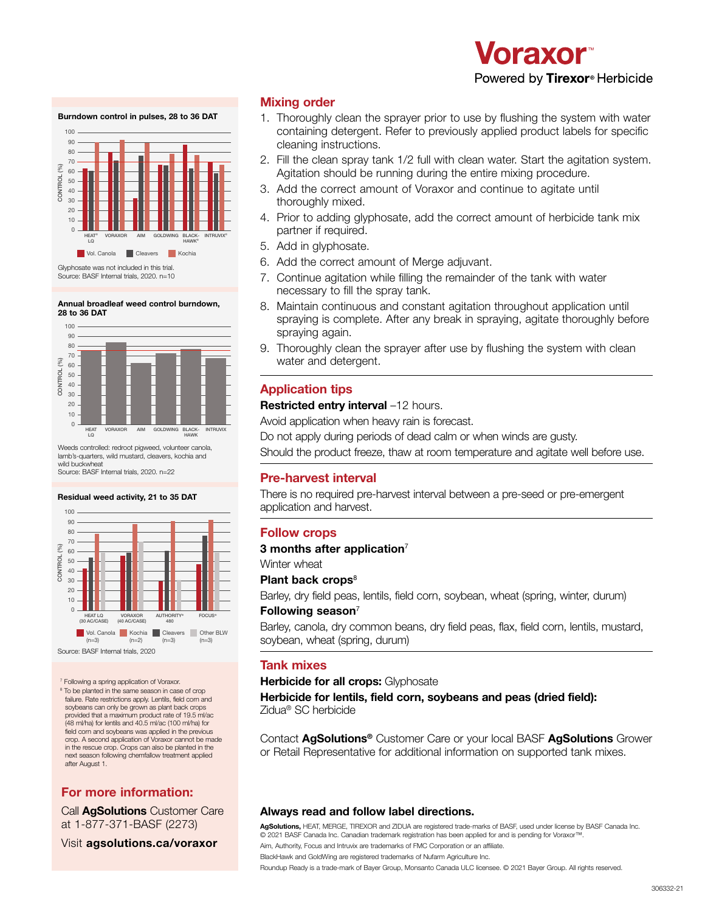# Voraxor™

Powered by **Tirexor®** Herbicide

**Burndown control in pulses, 28 to 36 DAT**

CONTROL (%)

100
90
80
70
60
50
40
30
20
10
0

HEAT® LQ
VORAXOR
AIM
GOLDWING
BLACK-HAWK®
INTRUVIX®

Vol. Canola
Cleavers
Kochia

Glyphosate was not included in this trial.
Source: BASF Internal trials, 2020. n=10

**Annual broadleaf weed control burndown, 28 to 36 DAT**

CONTROL (%)

100
90
80
70
60
50
40
30
20
10
0

HEAT LQ
VORAXOR
AIM
GOLDWING
BLACK-HAWK
INTRUVIX

Weeds controlled: redroot pigweed, volunteer canola, lamb's-quarters, wild mustard, cleavers, kochia and wild buckwheat
Source: BASF Internal trials, 2020. n=22

**Residual weed activity, 21 to 35 DAT**

CONTROL (%)

100
90
80
70
60
50
40
30
20
10
0

HEAT LQ (30 AC/CASE)
VORAXOR (40 AC/CASE)
AUTHORITY® 480
FOCUS®

Vol. Canola (n=3)
Kochia (n=2)
Cleavers (n=3)
Other BLW (n=3)

Source: BASF Internal trials, 2020

[7] Following a spring application of Voraxor.
[8] To be planted in the same season in case of crop failure. Rate restrictions apply. Lentils, field corn and soybeans can only be grown as plant back crops provided that a maximum product rate of 19.5 ml/ac (48 ml/ha) for lentils and 40.5 ml/ac (100 ml/ha) for field corn and soybeans was applied in the previous crop. A second application of Voraxor cannot be made in the rescue crop. Crops can also be planted in the next season following chemfallow treatment applied after August 1.

## For more information:

Call **AgSolutions** Customer Care at 1-877-371-BASF (2273)

Visit **agsolutions.ca/voraxor**

## Mixing order

1. Thoroughly clean the sprayer prior to use by flushing the system with water containing detergent. Refer to previously applied product labels for specific cleaning instructions.
2. Fill the clean spray tank 1/2 full with clean water. Start the agitation system. Agitation should be running during the entire mixing procedure.
3. Add the correct amount of Voraxor and continue to agitate until thoroughly mixed.
4. Prior to adding glyphosate, add the correct amount of herbicide tank mix partner if required.
5. Add in glyphosate.
6. Add the correct amount of Merge adjuvant.
7. Continue agitation while filling the remainder of the tank with water necessary to fill the spray tank.
8. Maintain continuous and constant agitation throughout application until spraying is complete. After any break in spraying, agitate thoroughly before spraying again.
9. Thoroughly clean the sprayer after use by flushing the system with clean water and detergent.

## Application tips

**Restricted entry interval** –12 hours.

Avoid application when heavy rain is forecast.

Do not apply during periods of dead calm or when winds are gusty.

Should the product freeze, thaw at room temperature and agitate well before use.

## Pre-harvest interval

There is no required pre-harvest interval between a pre-seed or pre-emergent application and harvest.

## Follow crops

**3 months after application**[7]

Winter wheat

**Plant back crops**[8]

Barley, dry field peas, lentils, field corn, soybean, wheat (spring, winter, durum)

**Following season**[7]

Barley, canola, dry common beans, dry field peas, flax, field corn, lentils, mustard, soybean, wheat (spring, durum)

## Tank mixes

**Herbicide for all crops:** Glyphosate

**Herbicide for lentils, field corn, soybeans and peas (dried field):**
Zidua® SC herbicide

Contact **AgSolutions®** Customer Care or your local BASF **AgSolutions** Grower or Retail Representative for additional information on supported tank mixes.

**Always read and follow label directions.**

**AgSolutions,** HEAT, MERGE, TIREXOR and ZIDUA are registered trade-marks of BASF, used under license by BASF Canada Inc. © 2021 BASF Canada Inc. Canadian trademark registration has been applied for and is pending for Voraxor™.

Aim, Authority, Focus and Intruvix are trademarks of FMC Corporation or an affiliate.

BlackHawk and GoldWing are registered trademarks of Nufarm Agriculture Inc.

Roundup Ready is a trade-mark of Bayer Group, Monsanto Canada ULC licensee. © 2021 Bayer Group. All rights reserved.

306332-21